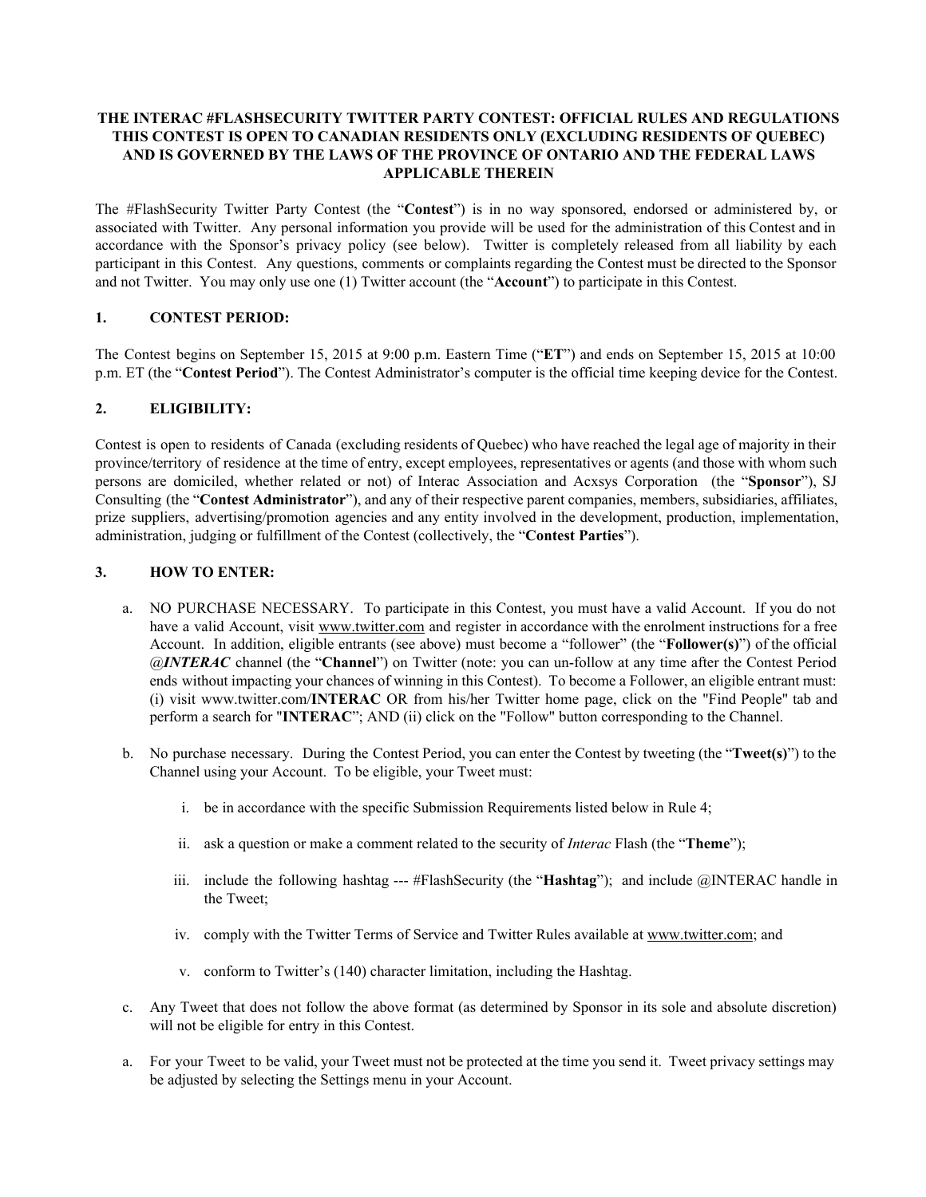**THE INTERAC #FLASHSECURITY TWITTER PARTY CONTEST: OFFICIAL RULES AND REGULATIONS THIS CONTEST IS OPEN TO CANADIAN RESIDENTS ONLY (EXCLUDING RESIDENTS OF QUEBEC) AND IS GOVERNED BY THE LAWS OF THE PROVINCE OF ONTARIO AND THE FEDERAL LAWS APPLICABLE THEREIN**

The #FlashSecurity Twitter Party Contest (the "**Contest**") is in no way sponsored, endorsed or administered by, or associated with Twitter. Any personal information you provide will be used for the administration of this Contest and in accordance with the Sponsor's privacy policy (see below). Twitter is completely released from all liability by each participant in this Contest. Any questions, comments or complaints regarding the Contest must be directed to the Sponsor and not Twitter. You may only use one (1) Twitter account (the "**Account**") to participate in this Contest.

## 1. CONTEST PERIOD:

The Contest begins on September 15, 2015 at 9:00 p.m. Eastern Time ("**ET**") and ends on September 15, 2015 at 10:00 p.m. ET (the "**Contest Period**"). The Contest Administrator's computer is the official time keeping device for the Contest.

## 2. ELIGIBILITY:

Contest is open to residents of Canada (excluding residents of Quebec) who have reached the legal age of majority in their province/territory of residence at the time of entry, except employees, representatives or agents (and those with whom such persons are domiciled, whether related or not) of Interac Association and Acxsys Corporation (the "**Sponsor**"), SJ Consulting (the "**Contest Administrator**"), and any of their respective parent companies, members, subsidiaries, affiliates, prize suppliers, advertising/promotion agencies and any entity involved in the development, production, implementation, administration, judging or fulfillment of the Contest (collectively, the "**Contest Parties**").

## 3. HOW TO ENTER:

a. NO PURCHASE NECESSARY. To participate in this Contest, you must have a valid Account. If you do not have a valid Account, visit www.twitter.com and register in accordance with the enrolment instructions for a free Account. In addition, eligible entrants (see above) must become a "follower" (the "**Follower(s)**") of the official @*INTERAC* channel (the "**Channel**") on Twitter (note: you can un-follow at any time after the Contest Period ends without impacting your chances of winning in this Contest). To become a Follower, an eligible entrant must: (i) visit www.twitter.com/**INTERAC** OR from his/her Twitter home page, click on the "Find People" tab and perform a search for "**INTERAC**"; AND (ii) click on the "Follow" button corresponding to the Channel.

b. No purchase necessary. During the Contest Period, you can enter the Contest by tweeting (the "**Tweet(s)**") to the Channel using your Account. To be eligible, your Tweet must:

   i. be in accordance with the specific Submission Requirements listed below in Rule 4;

   ii. ask a question or make a comment related to the security of *Interac* Flash (the "**Theme**");

   iii. include the following hashtag --- #FlashSecurity (the "**Hashtag**"); and include @INTERAC handle in the Tweet;

   iv. comply with the Twitter Terms of Service and Twitter Rules available at www.twitter.com; and

   v. conform to Twitter's (140) character limitation, including the Hashtag.

c. Any Tweet that does not follow the above format (as determined by Sponsor in its sole and absolute discretion) will not be eligible for entry in this Contest.

a. For your Tweet to be valid, your Tweet must not be protected at the time you send it. Tweet privacy settings may be adjusted by selecting the Settings menu in your Account.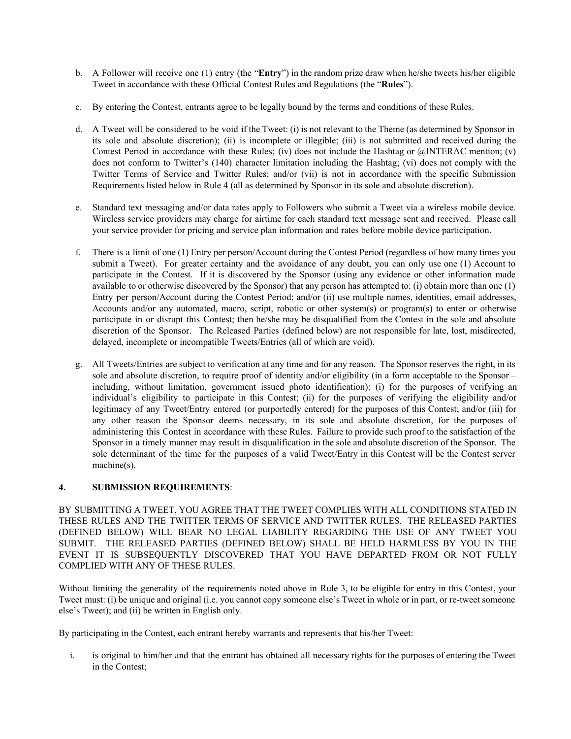b. A Follower will receive one (1) entry (the "**Entry**") in the random prize draw when he/she tweets his/her eligible Tweet in accordance with these Official Contest Rules and Regulations (the "**Rules**").

c. By entering the Contest, entrants agree to be legally bound by the terms and conditions of these Rules.

d. A Tweet will be considered to be void if the Tweet: (i) is not relevant to the Theme (as determined by Sponsor in its sole and absolute discretion); (ii) is incomplete or illegible; (iii) is not submitted and received during the Contest Period in accordance with these Rules; (iv) does not include the Hashtag or @INTERAC mention; (v) does not conform to Twitter's (140) character limitation including the Hashtag; (vi) does not comply with the Twitter Terms of Service and Twitter Rules; and/or (vii) is not in accordance with the specific Submission Requirements listed below in Rule 4 (all as determined by Sponsor in its sole and absolute discretion).

e. Standard text messaging and/or data rates apply to Followers who submit a Tweet via a wireless mobile device. Wireless service providers may charge for airtime for each standard text message sent and received. Please call your service provider for pricing and service plan information and rates before mobile device participation.

f. There is a limit of one (1) Entry per person/Account during the Contest Period (regardless of how many times you submit a Tweet). For greater certainty and the avoidance of any doubt, you can only use one (1) Account to participate in the Contest. If it is discovered by the Sponsor (using any evidence or other information made available to or otherwise discovered by the Sponsor) that any person has attempted to: (i) obtain more than one (1) Entry per person/Account during the Contest Period; and/or (ii) use multiple names, identities, email addresses, Accounts and/or any automated, macro, script, robotic or other system(s) or program(s) to enter or otherwise participate in or disrupt this Contest; then he/she may be disqualified from the Contest in the sole and absolute discretion of the Sponsor. The Released Parties (defined below) are not responsible for late, lost, misdirected, delayed, incomplete or incompatible Tweets/Entries (all of which are void).

g. All Tweets/Entries are subject to verification at any time and for any reason. The Sponsor reserves the right, in its sole and absolute discretion, to require proof of identity and/or eligibility (in a form acceptable to the Sponsor – including, without limitation, government issued photo identification): (i) for the purposes of verifying an individual's eligibility to participate in this Contest; (ii) for the purposes of verifying the eligibility and/or legitimacy of any Tweet/Entry entered (or purportedly entered) for the purposes of this Contest; and/or (iii) for any other reason the Sponsor deems necessary, in its sole and absolute discretion, for the purposes of administering this Contest in accordance with these Rules. Failure to provide such proof to the satisfaction of the Sponsor in a timely manner may result in disqualification in the sole and absolute discretion of the Sponsor. The sole determinant of the time for the purposes of a valid Tweet/Entry in this Contest will be the Contest server machine(s).

**4. SUBMISSION REQUIREMENTS**:

BY SUBMITTING A TWEET, YOU AGREE THAT THE TWEET COMPLIES WITH ALL CONDITIONS STATED IN THESE RULES AND THE TWITTER TERMS OF SERVICE AND TWITTER RULES. THE RELEASED PARTIES (DEFINED BELOW) WILL BEAR NO LEGAL LIABILITY REGARDING THE USE OF ANY TWEET YOU SUBMIT. THE RELEASED PARTIES (DEFINED BELOW) SHALL BE HELD HARMLESS BY YOU IN THE EVENT IT IS SUBSEQUENTLY DISCOVERED THAT YOU HAVE DEPARTED FROM OR NOT FULLY COMPLIED WITH ANY OF THESE RULES.

Without limiting the generality of the requirements noted above in Rule 3, to be eligible for entry in this Contest, your Tweet must: (i) be unique and original (i.e. you cannot copy someone else's Tweet in whole or in part, or re-tweet someone else's Tweet); and (ii) be written in English only.

By participating in the Contest, each entrant hereby warrants and represents that his/her Tweet:

i. is original to him/her and that the entrant has obtained all necessary rights for the purposes of entering the Tweet in the Contest;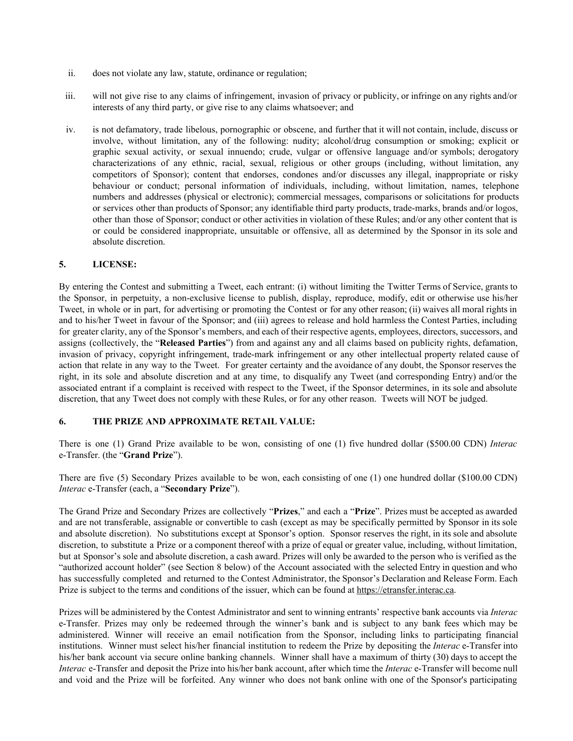ii. does not violate any law, statute, ordinance or regulation;

iii. will not give rise to any claims of infringement, invasion of privacy or publicity, or infringe on any rights and/or interests of any third party, or give rise to any claims whatsoever; and

iv. is not defamatory, trade libelous, pornographic or obscene, and further that it will not contain, include, discuss or involve, without limitation, any of the following: nudity; alcohol/drug consumption or smoking; explicit or graphic sexual activity, or sexual innuendo; crude, vulgar or offensive language and/or symbols; derogatory characterizations of any ethnic, racial, sexual, religious or other groups (including, without limitation, any competitors of Sponsor); content that endorses, condones and/or discusses any illegal, inappropriate or risky behaviour or conduct; personal information of individuals, including, without limitation, names, telephone numbers and addresses (physical or electronic); commercial messages, comparisons or solicitations for products or services other than products of Sponsor; any identifiable third party products, trade-marks, brands and/or logos, other than those of Sponsor; conduct or other activities in violation of these Rules; and/or any other content that is or could be considered inappropriate, unsuitable or offensive, all as determined by the Sponsor in its sole and absolute discretion.

## 5. LICENSE:

By entering the Contest and submitting a Tweet, each entrant: (i) without limiting the Twitter Terms of Service, grants to the Sponsor, in perpetuity, a non-exclusive license to publish, display, reproduce, modify, edit or otherwise use his/her Tweet, in whole or in part, for advertising or promoting the Contest or for any other reason; (ii) waives all moral rights in and to his/her Tweet in favour of the Sponsor; and (iii) agrees to release and hold harmless the Contest Parties, including for greater clarity, any of the Sponsor's members, and each of their respective agents, employees, directors, successors, and assigns (collectively, the "**Released Parties**") from and against any and all claims based on publicity rights, defamation, invasion of privacy, copyright infringement, trade-mark infringement or any other intellectual property related cause of action that relate in any way to the Tweet. For greater certainty and the avoidance of any doubt, the Sponsor reserves the right, in its sole and absolute discretion and at any time, to disqualify any Tweet (and corresponding Entry) and/or the associated entrant if a complaint is received with respect to the Tweet, if the Sponsor determines, in its sole and absolute discretion, that any Tweet does not comply with these Rules, or for any other reason. Tweets will NOT be judged.

## 6. THE PRIZE AND APPROXIMATE RETAIL VALUE:

There is one (1) Grand Prize available to be won, consisting of one (1) five hundred dollar ($500.00 CDN) *Interac* e-Transfer. (the "**Grand Prize**").

There are five (5) Secondary Prizes available to be won, each consisting of one (1) one hundred dollar ($100.00 CDN) *Interac* e-Transfer (each, a "**Secondary Prize**").

The Grand Prize and Secondary Prizes are collectively "**Prizes**," and each a "**Prize**". Prizes must be accepted as awarded and are not transferable, assignable or convertible to cash (except as may be specifically permitted by Sponsor in its sole and absolute discretion). No substitutions except at Sponsor's option. Sponsor reserves the right, in its sole and absolute discretion, to substitute a Prize or a component thereof with a prize of equal or greater value, including, without limitation, but at Sponsor's sole and absolute discretion, a cash award. Prizes will only be awarded to the person who is verified as the "authorized account holder" (see Section 8 below) of the Account associated with the selected Entry in question and who has successfully completed and returned to the Contest Administrator, the Sponsor's Declaration and Release Form. Each Prize is subject to the terms and conditions of the issuer, which can be found at https://etransfer.interac.ca.

Prizes will be administered by the Contest Administrator and sent to winning entrants' respective bank accounts via *Interac* e-Transfer. Prizes may only be redeemed through the winner's bank and is subject to any bank fees which may be administered. Winner will receive an email notification from the Sponsor, including links to participating financial institutions. Winner must select his/her financial institution to redeem the Prize by depositing the *Interac* e-Transfer into his/her bank account via secure online banking channels. Winner shall have a maximum of thirty (30) days to accept the *Interac* e-Transfer and deposit the Prize into his/her bank account, after which time the *Interac* e-Transfer will become null and void and the Prize will be forfeited. Any winner who does not bank online with one of the Sponsor's participating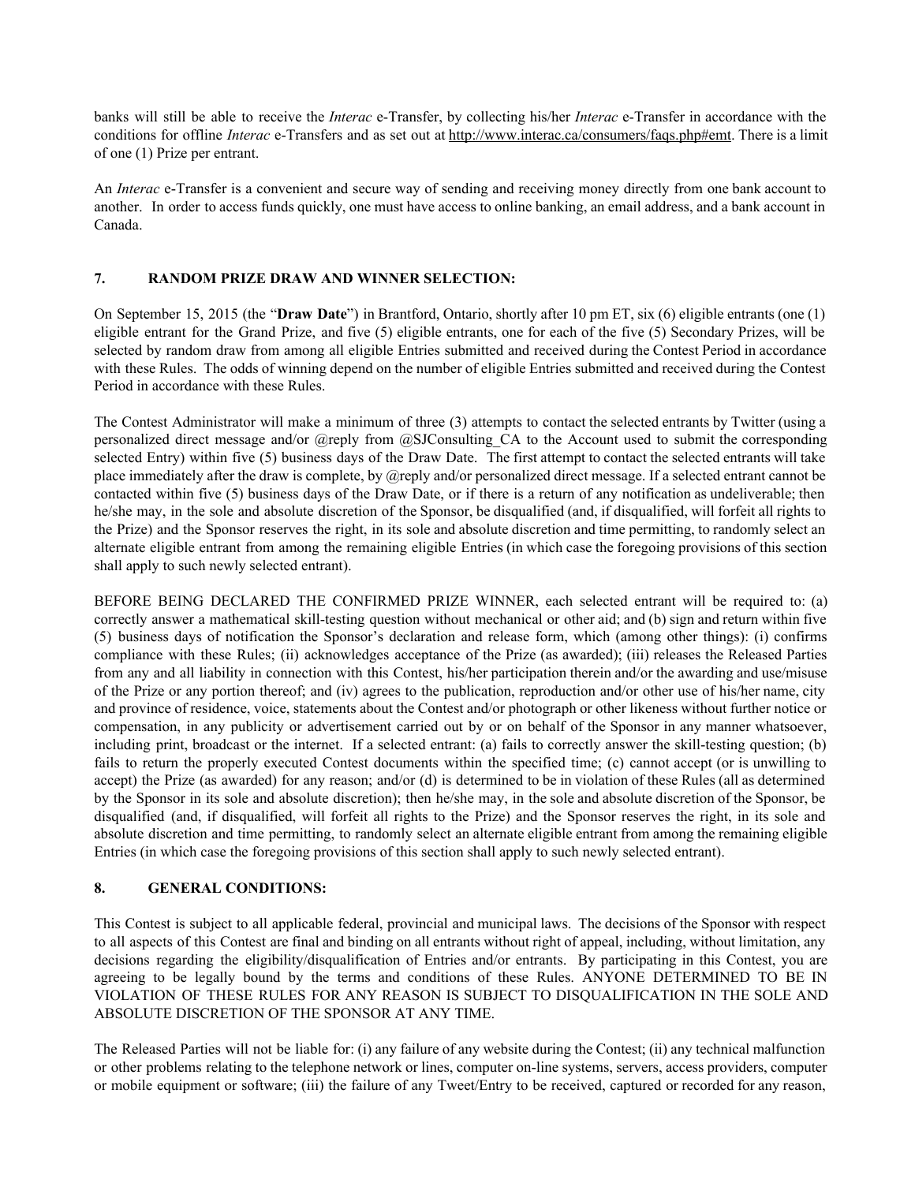banks will still be able to receive the *Interac* e-Transfer, by collecting his/her *Interac* e-Transfer in accordance with the conditions for offline *Interac* e-Transfers and as set out at http://www.interac.ca/consumers/faqs.php#emt. There is a limit of one (1) Prize per entrant.

An *Interac* e-Transfer is a convenient and secure way of sending and receiving money directly from one bank account to another. In order to access funds quickly, one must have access to online banking, an email address, and a bank account in Canada.

## 7. RANDOM PRIZE DRAW AND WINNER SELECTION:

On September 15, 2015 (the "**Draw Date**") in Brantford, Ontario, shortly after 10 pm ET, six (6) eligible entrants (one (1) eligible entrant for the Grand Prize, and five (5) eligible entrants, one for each of the five (5) Secondary Prizes, will be selected by random draw from among all eligible Entries submitted and received during the Contest Period in accordance with these Rules. The odds of winning depend on the number of eligible Entries submitted and received during the Contest Period in accordance with these Rules.

The Contest Administrator will make a minimum of three (3) attempts to contact the selected entrants by Twitter (using a personalized direct message and/or @reply from @SJConsulting_CA to the Account used to submit the corresponding selected Entry) within five (5) business days of the Draw Date. The first attempt to contact the selected entrants will take place immediately after the draw is complete, by @reply and/or personalized direct message. If a selected entrant cannot be contacted within five (5) business days of the Draw Date, or if there is a return of any notification as undeliverable; then he/she may, in the sole and absolute discretion of the Sponsor, be disqualified (and, if disqualified, will forfeit all rights to the Prize) and the Sponsor reserves the right, in its sole and absolute discretion and time permitting, to randomly select an alternate eligible entrant from among the remaining eligible Entries (in which case the foregoing provisions of this section shall apply to such newly selected entrant).

BEFORE BEING DECLARED THE CONFIRMED PRIZE WINNER, each selected entrant will be required to: (a) correctly answer a mathematical skill-testing question without mechanical or other aid; and (b) sign and return within five (5) business days of notification the Sponsor's declaration and release form, which (among other things): (i) confirms compliance with these Rules; (ii) acknowledges acceptance of the Prize (as awarded); (iii) releases the Released Parties from any and all liability in connection with this Contest, his/her participation therein and/or the awarding and use/misuse of the Prize or any portion thereof; and (iv) agrees to the publication, reproduction and/or other use of his/her name, city and province of residence, voice, statements about the Contest and/or photograph or other likeness without further notice or compensation, in any publicity or advertisement carried out by or on behalf of the Sponsor in any manner whatsoever, including print, broadcast or the internet. If a selected entrant: (a) fails to correctly answer the skill-testing question; (b) fails to return the properly executed Contest documents within the specified time; (c) cannot accept (or is unwilling to accept) the Prize (as awarded) for any reason; and/or (d) is determined to be in violation of these Rules (all as determined by the Sponsor in its sole and absolute discretion); then he/she may, in the sole and absolute discretion of the Sponsor, be disqualified (and, if disqualified, will forfeit all rights to the Prize) and the Sponsor reserves the right, in its sole and absolute discretion and time permitting, to randomly select an alternate eligible entrant from among the remaining eligible Entries (in which case the foregoing provisions of this section shall apply to such newly selected entrant).

## 8. GENERAL CONDITIONS:

This Contest is subject to all applicable federal, provincial and municipal laws. The decisions of the Sponsor with respect to all aspects of this Contest are final and binding on all entrants without right of appeal, including, without limitation, any decisions regarding the eligibility/disqualification of Entries and/or entrants. By participating in this Contest, you are agreeing to be legally bound by the terms and conditions of these Rules. ANYONE DETERMINED TO BE IN VIOLATION OF THESE RULES FOR ANY REASON IS SUBJECT TO DISQUALIFICATION IN THE SOLE AND ABSOLUTE DISCRETION OF THE SPONSOR AT ANY TIME.

The Released Parties will not be liable for: (i) any failure of any website during the Contest; (ii) any technical malfunction or other problems relating to the telephone network or lines, computer on-line systems, servers, access providers, computer or mobile equipment or software; (iii) the failure of any Tweet/Entry to be received, captured or recorded for any reason,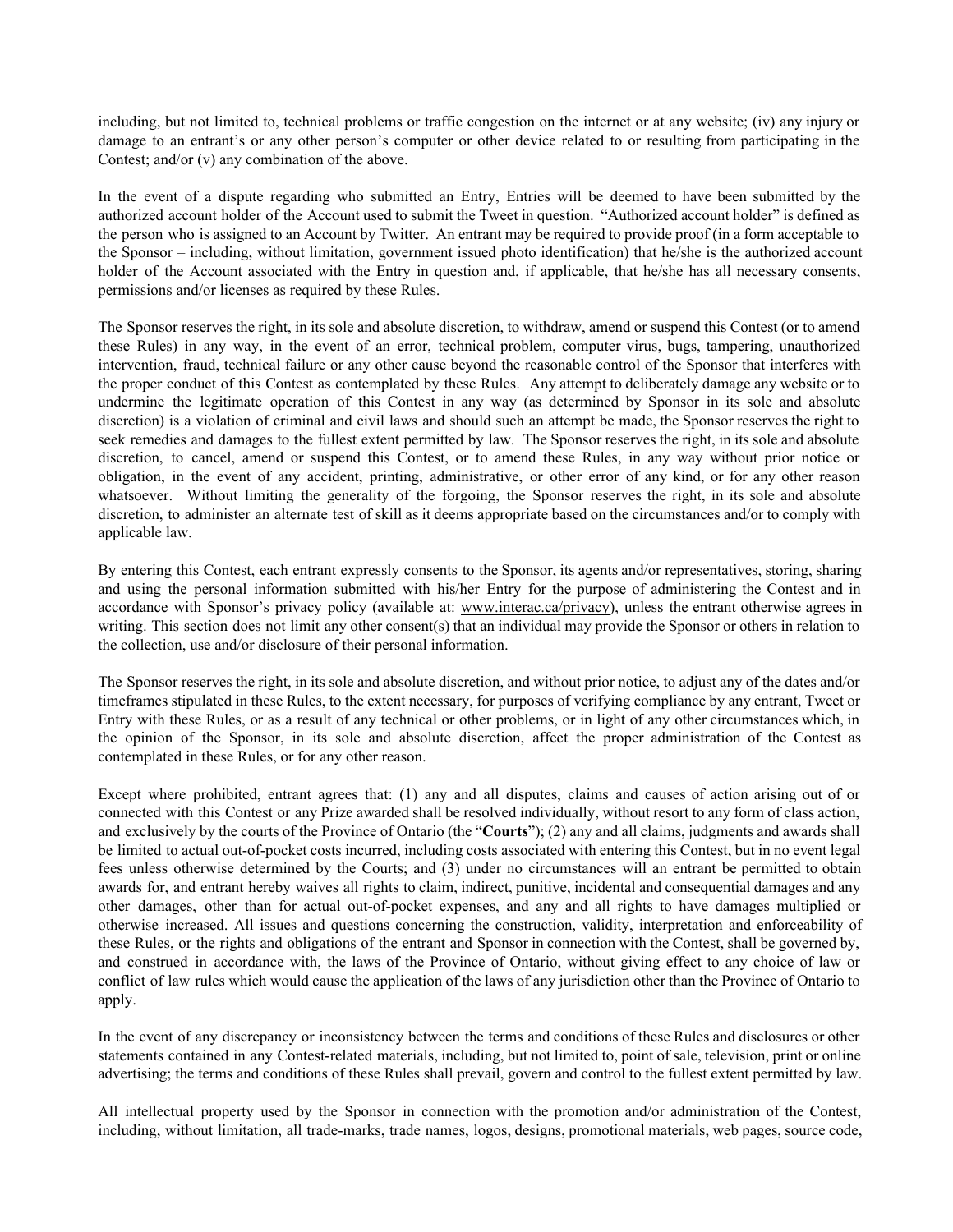including, but not limited to, technical problems or traffic congestion on the internet or at any website; (iv) any injury or damage to an entrant's or any other person's computer or other device related to or resulting from participating in the Contest; and/or (v) any combination of the above.

In the event of a dispute regarding who submitted an Entry, Entries will be deemed to have been submitted by the authorized account holder of the Account used to submit the Tweet in question. "Authorized account holder" is defined as the person who is assigned to an Account by Twitter. An entrant may be required to provide proof (in a form acceptable to the Sponsor – including, without limitation, government issued photo identification) that he/she is the authorized account holder of the Account associated with the Entry in question and, if applicable, that he/she has all necessary consents, permissions and/or licenses as required by these Rules.

The Sponsor reserves the right, in its sole and absolute discretion, to withdraw, amend or suspend this Contest (or to amend these Rules) in any way, in the event of an error, technical problem, computer virus, bugs, tampering, unauthorized intervention, fraud, technical failure or any other cause beyond the reasonable control of the Sponsor that interferes with the proper conduct of this Contest as contemplated by these Rules. Any attempt to deliberately damage any website or to undermine the legitimate operation of this Contest in any way (as determined by Sponsor in its sole and absolute discretion) is a violation of criminal and civil laws and should such an attempt be made, the Sponsor reserves the right to seek remedies and damages to the fullest extent permitted by law. The Sponsor reserves the right, in its sole and absolute discretion, to cancel, amend or suspend this Contest, or to amend these Rules, in any way without prior notice or obligation, in the event of any accident, printing, administrative, or other error of any kind, or for any other reason whatsoever. Without limiting the generality of the forgoing, the Sponsor reserves the right, in its sole and absolute discretion, to administer an alternate test of skill as it deems appropriate based on the circumstances and/or to comply with applicable law.

By entering this Contest, each entrant expressly consents to the Sponsor, its agents and/or representatives, storing, sharing and using the personal information submitted with his/her Entry for the purpose of administering the Contest and in accordance with Sponsor's privacy policy (available at: www.interac.ca/privacy), unless the entrant otherwise agrees in writing. This section does not limit any other consent(s) that an individual may provide the Sponsor or others in relation to the collection, use and/or disclosure of their personal information.

The Sponsor reserves the right, in its sole and absolute discretion, and without prior notice, to adjust any of the dates and/or timeframes stipulated in these Rules, to the extent necessary, for purposes of verifying compliance by any entrant, Tweet or Entry with these Rules, or as a result of any technical or other problems, or in light of any other circumstances which, in the opinion of the Sponsor, in its sole and absolute discretion, affect the proper administration of the Contest as contemplated in these Rules, or for any other reason.

Except where prohibited, entrant agrees that: (1) any and all disputes, claims and causes of action arising out of or connected with this Contest or any Prize awarded shall be resolved individually, without resort to any form of class action, and exclusively by the courts of the Province of Ontario (the "**Courts**"); (2) any and all claims, judgments and awards shall be limited to actual out-of-pocket costs incurred, including costs associated with entering this Contest, but in no event legal fees unless otherwise determined by the Courts; and (3) under no circumstances will an entrant be permitted to obtain awards for, and entrant hereby waives all rights to claim, indirect, punitive, incidental and consequential damages and any other damages, other than for actual out-of-pocket expenses, and any and all rights to have damages multiplied or otherwise increased. All issues and questions concerning the construction, validity, interpretation and enforceability of these Rules, or the rights and obligations of the entrant and Sponsor in connection with the Contest, shall be governed by, and construed in accordance with, the laws of the Province of Ontario, without giving effect to any choice of law or conflict of law rules which would cause the application of the laws of any jurisdiction other than the Province of Ontario to apply.

In the event of any discrepancy or inconsistency between the terms and conditions of these Rules and disclosures or other statements contained in any Contest-related materials, including, but not limited to, point of sale, television, print or online advertising; the terms and conditions of these Rules shall prevail, govern and control to the fullest extent permitted by law.

All intellectual property used by the Sponsor in connection with the promotion and/or administration of the Contest, including, without limitation, all trade-marks, trade names, logos, designs, promotional materials, web pages, source code,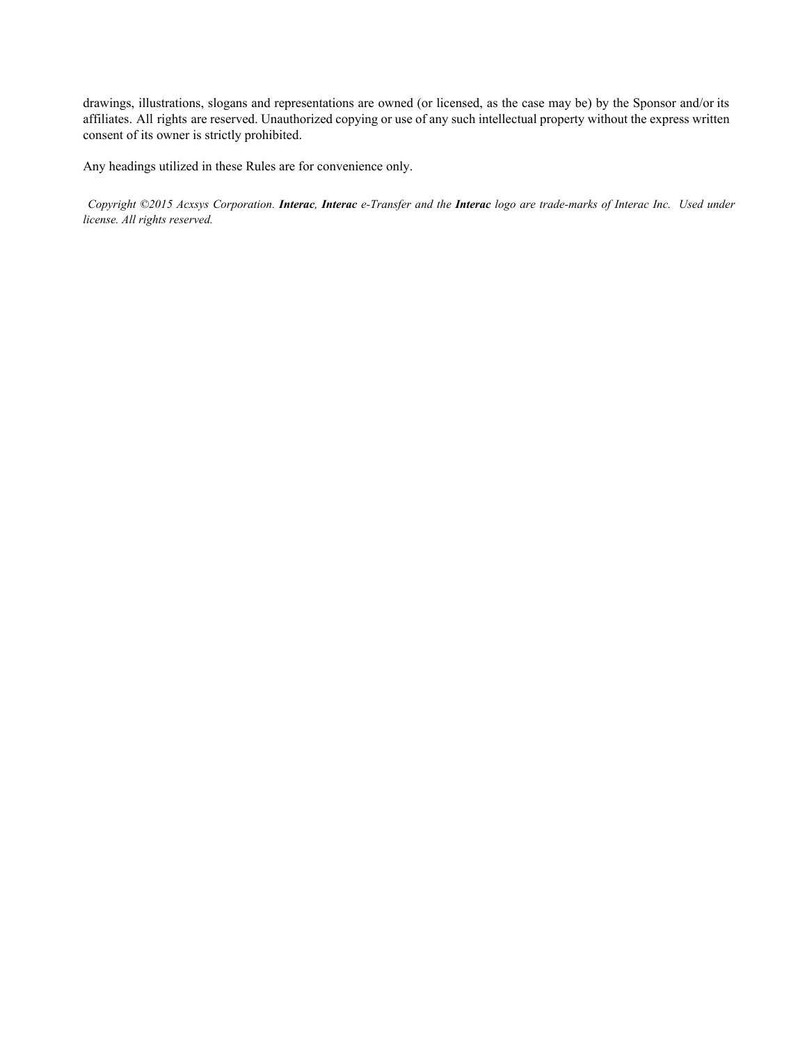drawings, illustrations, slogans and representations are owned (or licensed, as the case may be) by the Sponsor and/or its affiliates. All rights are reserved. Unauthorized copying or use of any such intellectual property without the express written consent of its owner is strictly prohibited.

Any headings utilized in these Rules are for convenience only.

*Copyright ©2015 Acxsys Corporation.* ***Interac***, ***Interac*** *e-Transfer and the* ***Interac*** *logo are trade-marks of Interac Inc. Used under license. All rights reserved.*